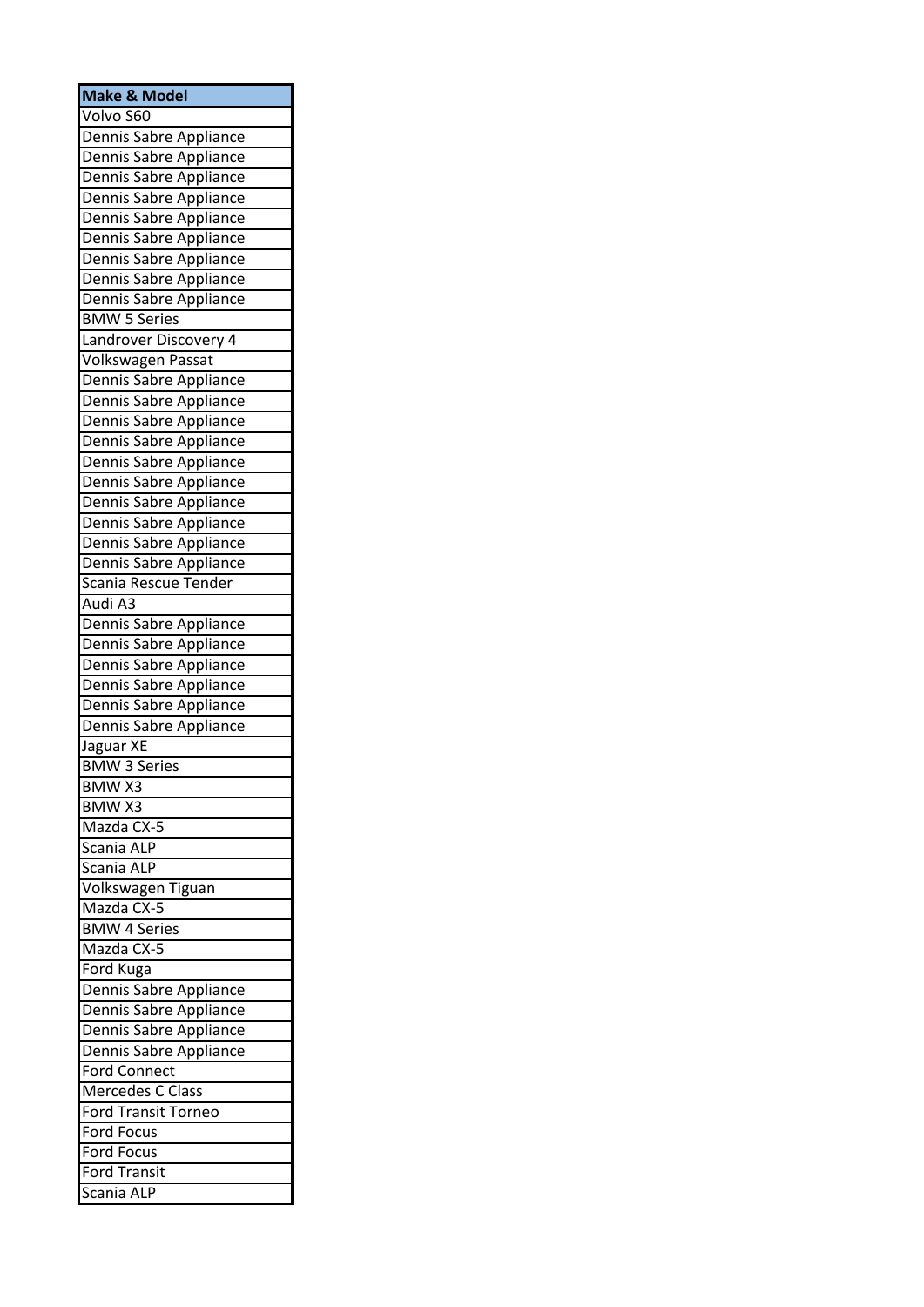| Make & Model |
| --- |
| Volvo S60 |
| Dennis Sabre Appliance |
| Dennis Sabre Appliance |
| Dennis Sabre Appliance |
| Dennis Sabre Appliance |
| Dennis Sabre Appliance |
| Dennis Sabre Appliance |
| Dennis Sabre Appliance |
| Dennis Sabre Appliance |
| Dennis Sabre Appliance |
| BMW 5 Series |
| Landrover Discovery 4 |
| Volkswagen Passat |
| Dennis Sabre Appliance |
| Dennis Sabre Appliance |
| Dennis Sabre Appliance |
| Dennis Sabre Appliance |
| Dennis Sabre Appliance |
| Dennis Sabre Appliance |
| Dennis Sabre Appliance |
| Dennis Sabre Appliance |
| Dennis Sabre Appliance |
| Dennis Sabre Appliance |
| Scania Rescue Tender |
| Audi A3 |
| Dennis Sabre Appliance |
| Dennis Sabre Appliance |
| Dennis Sabre Appliance |
| Dennis Sabre Appliance |
| Dennis Sabre Appliance |
| Dennis Sabre Appliance |
| Jaguar XE |
| BMW 3 Series |
| BMW X3 |
| BMW X3 |
| Mazda CX-5 |
| Scania ALP |
| Scania ALP |
| Volkswagen Tiguan |
| Mazda CX-5 |
| BMW 4 Series |
| Mazda CX-5 |
| Ford Kuga |
| Dennis Sabre Appliance |
| Dennis Sabre Appliance |
| Dennis Sabre Appliance |
| Dennis Sabre Appliance |
| Ford Connect |
| Mercedes C Class |
| Ford Transit Torneo |
| Ford Focus |
| Ford Focus |
| Ford Transit |
| Scania ALP |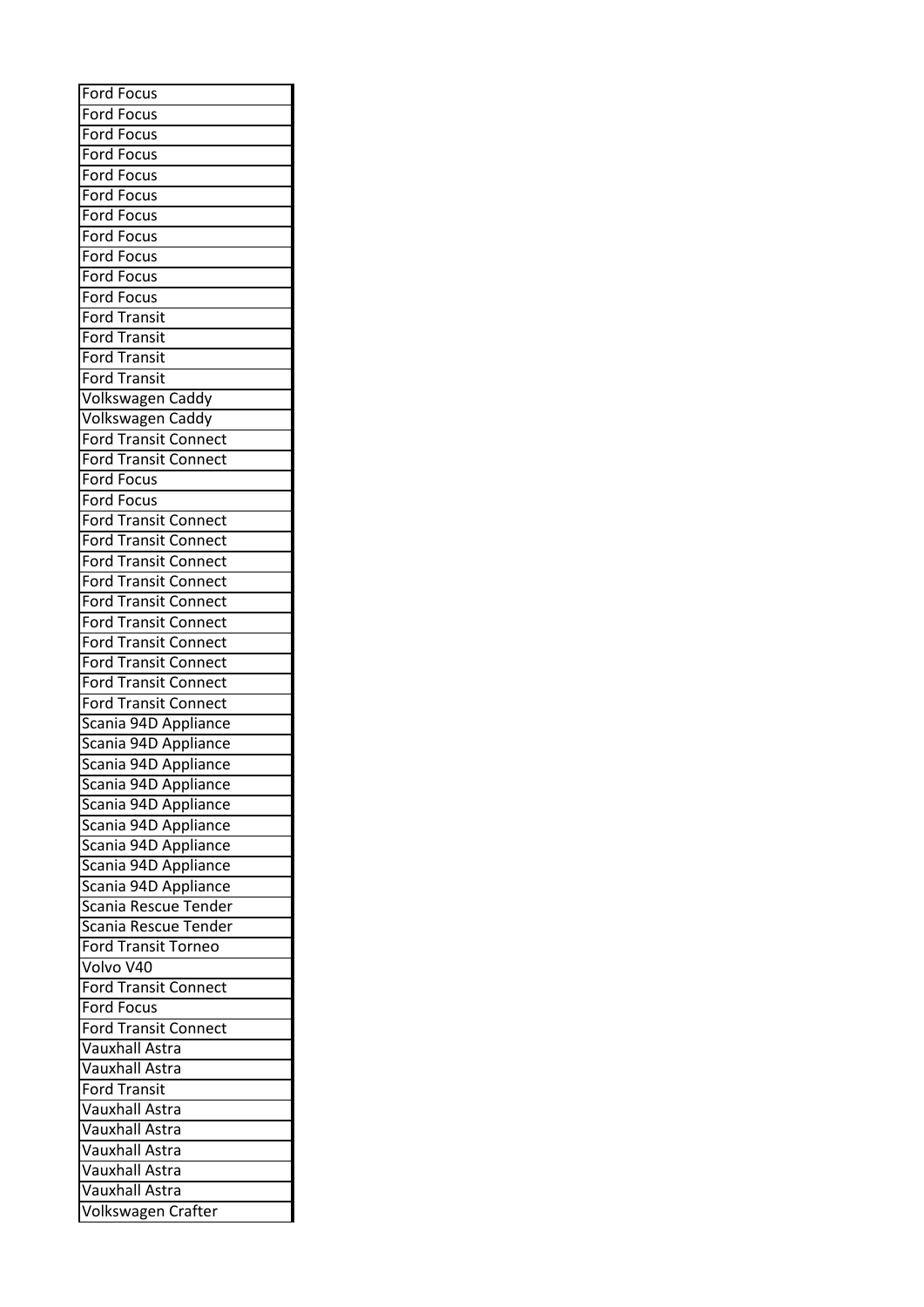| Ford Focus |
|---|
| Ford Focus |
| Ford Focus |
| Ford Focus |
| Ford Focus |
| Ford Focus |
| Ford Focus |
| Ford Focus |
| Ford Focus |
| Ford Focus |
| Ford Focus |
| Ford Transit |
| Ford Transit |
| Ford Transit |
| Ford Transit |
| Volkswagen Caddy |
| Volkswagen Caddy |
| Ford Transit Connect |
| Ford Transit Connect |
| Ford Focus |
| Ford Focus |
| Ford Transit Connect |
| Ford Transit Connect |
| Ford Transit Connect |
| Ford Transit Connect |
| Ford Transit Connect |
| Ford Transit Connect |
| Ford Transit Connect |
| Ford Transit Connect |
| Ford Transit Connect |
| Ford Transit Connect |
| Scania 94D Appliance |
| Scania 94D Appliance |
| Scania 94D Appliance |
| Scania 94D Appliance |
| Scania 94D Appliance |
| Scania 94D Appliance |
| Scania 94D Appliance |
| Scania 94D Appliance |
| Scania 94D Appliance |
| Scania Rescue Tender |
| Scania Rescue Tender |
| Ford Transit Torneo |
| Volvo V40 |
| Ford Transit Connect |
| Ford Focus |
| Ford Transit Connect |
| Vauxhall Astra |
| Vauxhall Astra |
| Ford Transit |
| Vauxhall Astra |
| Vauxhall Astra |
| Vauxhall Astra |
| Vauxhall Astra |
| Vauxhall Astra |
| Volkswagen Crafter |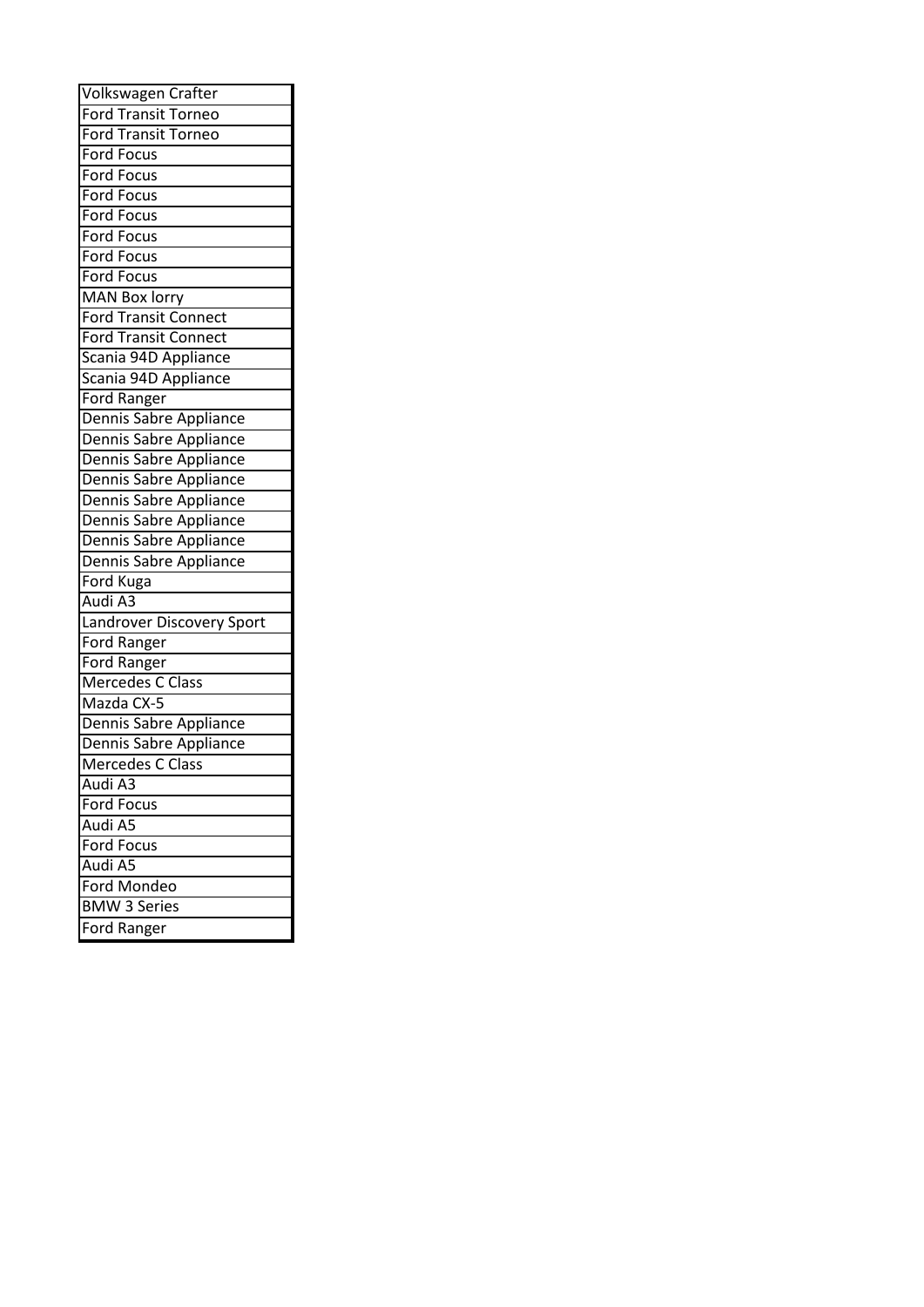| |
|---|
| Volkswagen Crafter |
| Ford Transit Torneo |
| Ford Transit Torneo |
| Ford Focus |
| Ford Focus |
| Ford Focus |
| Ford Focus |
| Ford Focus |
| Ford Focus |
| Ford Focus |
| MAN Box lorry |
| Ford Transit Connect |
| Ford Transit Connect |
| Scania 94D Appliance |
| Scania 94D Appliance |
| Ford Ranger |
| Dennis Sabre Appliance |
| Dennis Sabre Appliance |
| Dennis Sabre Appliance |
| Dennis Sabre Appliance |
| Dennis Sabre Appliance |
| Dennis Sabre Appliance |
| Dennis Sabre Appliance |
| Dennis Sabre Appliance |
| Ford Kuga |
| Audi A3 |
| Landrover Discovery Sport |
| Ford Ranger |
| Ford Ranger |
| Mercedes C Class |
| Mazda CX-5 |
| Dennis Sabre Appliance |
| Dennis Sabre Appliance |
| Mercedes C Class |
| Audi A3 |
| Ford Focus |
| Audi A5 |
| Ford Focus |
| Audi A5 |
| Ford Mondeo |
| BMW 3 Series |
| Ford Ranger |